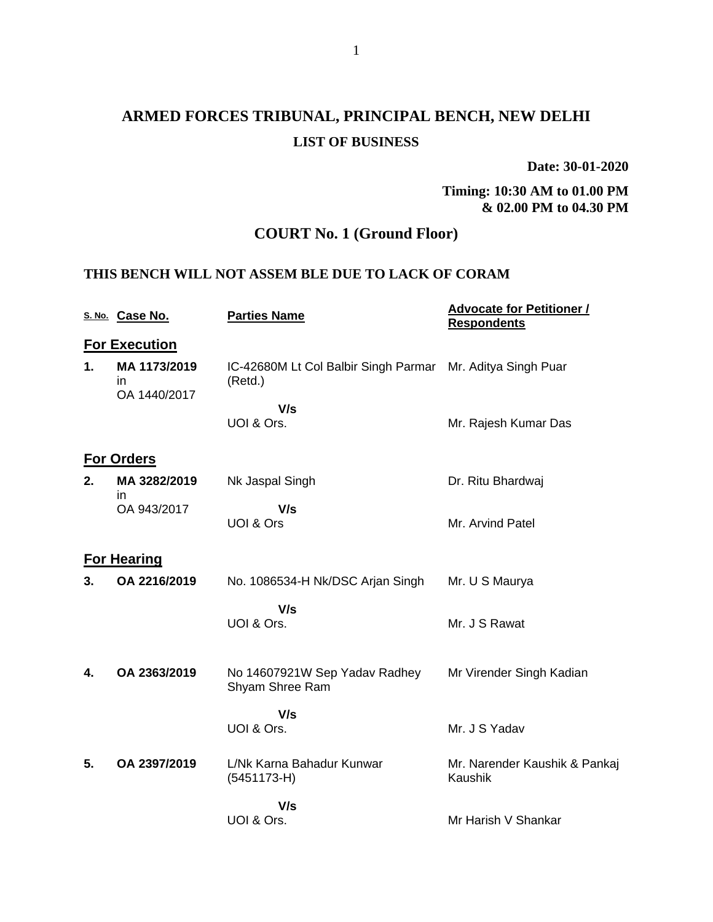# ARMED FORCES TRIBUNAL, PRINCIPAL BENCH, NEW DELHI

## LIST OF BUSINESS

**Date: 30-01-2020**

**Timing: 10:30 AM to 01.00 PM & 02.00 PM to 04.30 PM**

## COURT No. 1 (Ground Floor)

**THIS BENCH WILL NOT ASSEM BLE DUE TO LACK OF CORAM**

| S. No. | Case No. | Parties Name | Advocate for Petitioner / Respondents |
|---|---|---|---|
| **For Execution** | | | |
| **1.** | **MA 1173/2019** in OA 1440/2017 | IC-42680M Lt Col Balbir Singh Parmar (Retd.) | Mr. Aditya Singh Puar |
| | | **V/s** UOI & Ors. | Mr. Rajesh Kumar Das |
| **For Orders** | | | |
| **2.** | **MA 3282/2019** in OA 943/2017 | Nk Jaspal Singh | Dr. Ritu Bhardwaj |
| | | **V/s** UOI & Ors | Mr. Arvind Patel |
| **For Hearing** | | | |
| **3.** | **OA 2216/2019** | No. 1086534-H Nk/DSC Arjan Singh | Mr. U S Maurya |
| | | **V/s** UOI & Ors. | Mr. J S Rawat |
| **4.** | **OA 2363/2019** | No 14607921W Sep Yadav Radhey Shyam Shree Ram | Mr Virender Singh Kadian |
| | | **V/s** UOI & Ors. | Mr. J S Yadav |
| **5.** | **OA 2397/2019** | L/Nk Karna Bahadur Kunwar (5451173-H) | Mr. Narender Kaushik & Pankaj Kaushik |
| | | **V/s** UOI & Ors. | Mr Harish V Shankar |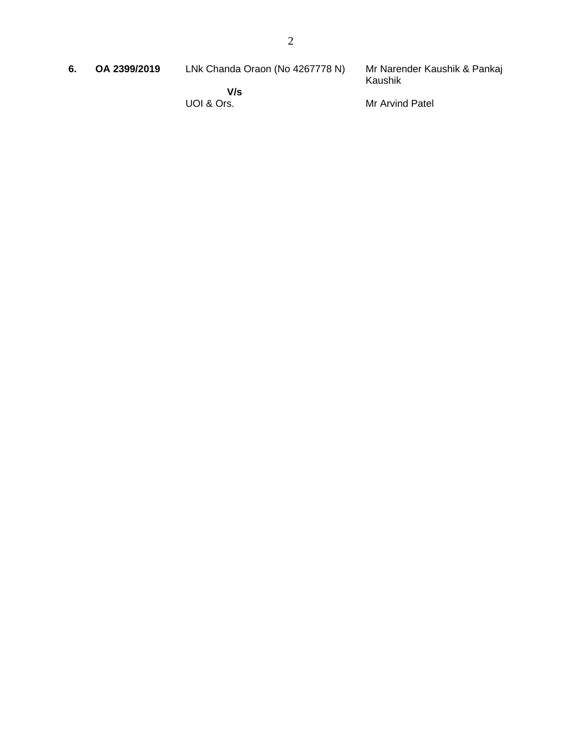| | | | |
|---|---|---|---|
| **6.** | **OA 2399/2019** | LNk Chanda Oraon (No 4267778 N)<br>**V/s**<br>UOI & Ors. | Mr Narender Kaushik & Pankaj Kaushik<br><br>Mr Arvind Patel |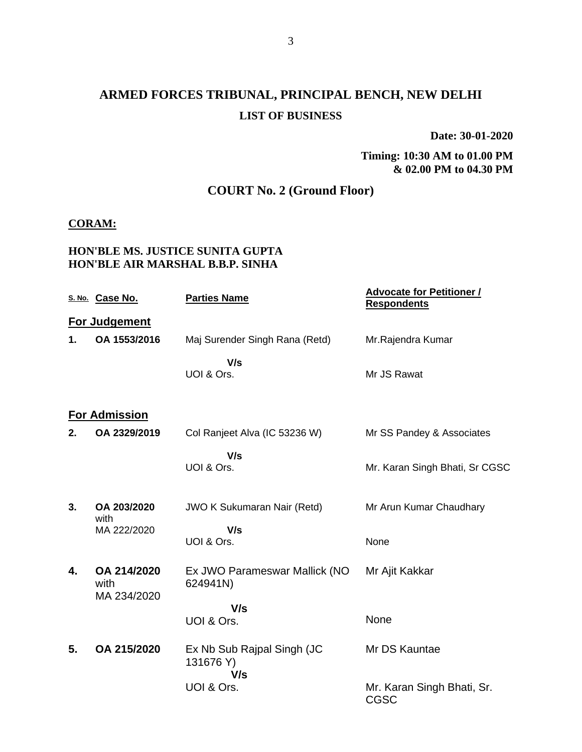# ARMED FORCES TRIBUNAL, PRINCIPAL BENCH, NEW DELHI

## LIST OF BUSINESS

**Date: 30-01-2020**

**Timing: 10:30 AM to 01.00 PM & 02.00 PM to 04.30 PM**

## COURT No. 2 (Ground Floor)

**CORAM:**

**HON'BLE MS. JUSTICE SUNITA GUPTA**
**HON'BLE AIR MARSHAL B.B.P. SINHA**

| S. No. | Case No. | Parties Name | Advocate for Petitioner / Respondents |
|---|---|---|---|
| **For Judgement** | | | |
| **1.** | **OA 1553/2016** | Maj Surender Singh Rana (Retd) **V/s** UOI & Ors. | Mr.Rajendra Kumar<br>Mr JS Rawat |
| **For Admission** | | | |
| **2.** | **OA 2329/2019** | Col Ranjeet Alva (IC 53236 W) **V/s** UOI & Ors. | Mr SS Pandey & Associates<br>Mr. Karan Singh Bhati, Sr CGSC |
| **3.** | **OA 203/2020** with MA 222/2020 | JWO K Sukumaran Nair (Retd) **V/s** UOI & Ors. | Mr Arun Kumar Chaudhary<br>None |
| **4.** | **OA 214/2020** with MA 234/2020 | Ex JWO Parameswar Mallick (NO 624941N) **V/s** UOI & Ors. | Mr Ajit Kakkar<br>None |
| **5.** | **OA 215/2020** | Ex Nb Sub Rajpal Singh (JC 131676 Y) **V/s** UOI & Ors. | Mr DS Kauntae<br>Mr. Karan Singh Bhati, Sr. CGSC |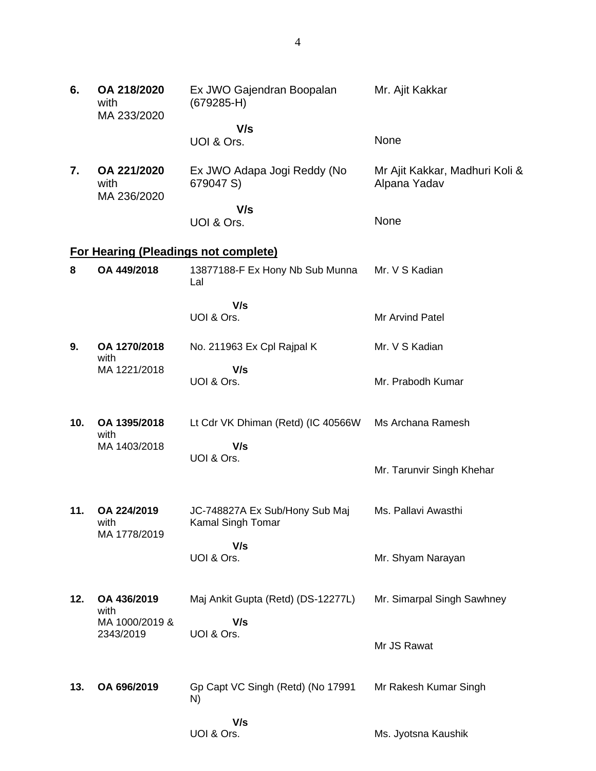| | | | |
|---|---|---|---|
| **6.** | **OA 218/2020** with MA 233/2020 | Ex JWO Gajendran Boopalan (679285-H) | Mr. Ajit Kakkar |
| | | **V/s** UOI & Ors. | None |
| **7.** | **OA 221/2020** with MA 236/2020 | Ex JWO Adapa Jogi Reddy (No 679047 S) | Mr Ajit Kakkar, Madhuri Koli & Alpana Yadav |
| | | **V/s** UOI & Ors. | None |

## **For Hearing (Pleadings not complete)**

| | | | |
|---|---|---|---|
| **8** | **OA 449/2018** | 13877188-F Ex Hony Nb Sub Munna Lal | Mr. V S Kadian |
| | | **V/s** UOI & Ors. | Mr Arvind Patel |
| **9.** | **OA 1270/2018** with MA 1221/2018 | No. 211963 Ex Cpl Rajpal K | Mr. V S Kadian |
| | | **V/s** UOI & Ors. | Mr. Prabodh Kumar |
| **10.** | **OA 1395/2018** with MA 1403/2018 | Lt Cdr VK Dhiman (Retd) (IC 40566W | Ms Archana Ramesh |
| | | **V/s** UOI & Ors. | Mr. Tarunvir Singh Khehar |
| **11.** | **OA 224/2019** with MA 1778/2019 | JC-748827A Ex Sub/Hony Sub Maj Kamal Singh Tomar | Ms. Pallavi Awasthi |
| | | **V/s** UOI & Ors. | Mr. Shyam Narayan |
| **12.** | **OA 436/2019** with MA 1000/2019 & 2343/2019 | Maj Ankit Gupta (Retd) (DS-12277L) | Mr. Simarpal Singh Sawhney |
| | | **V/s** UOI & Ors. | Mr JS Rawat |
| **13.** | **OA 696/2019** | Gp Capt VC Singh (Retd) (No 17991 N) | Mr Rakesh Kumar Singh |
| | | **V/s** UOI & Ors. | Ms. Jyotsna Kaushik |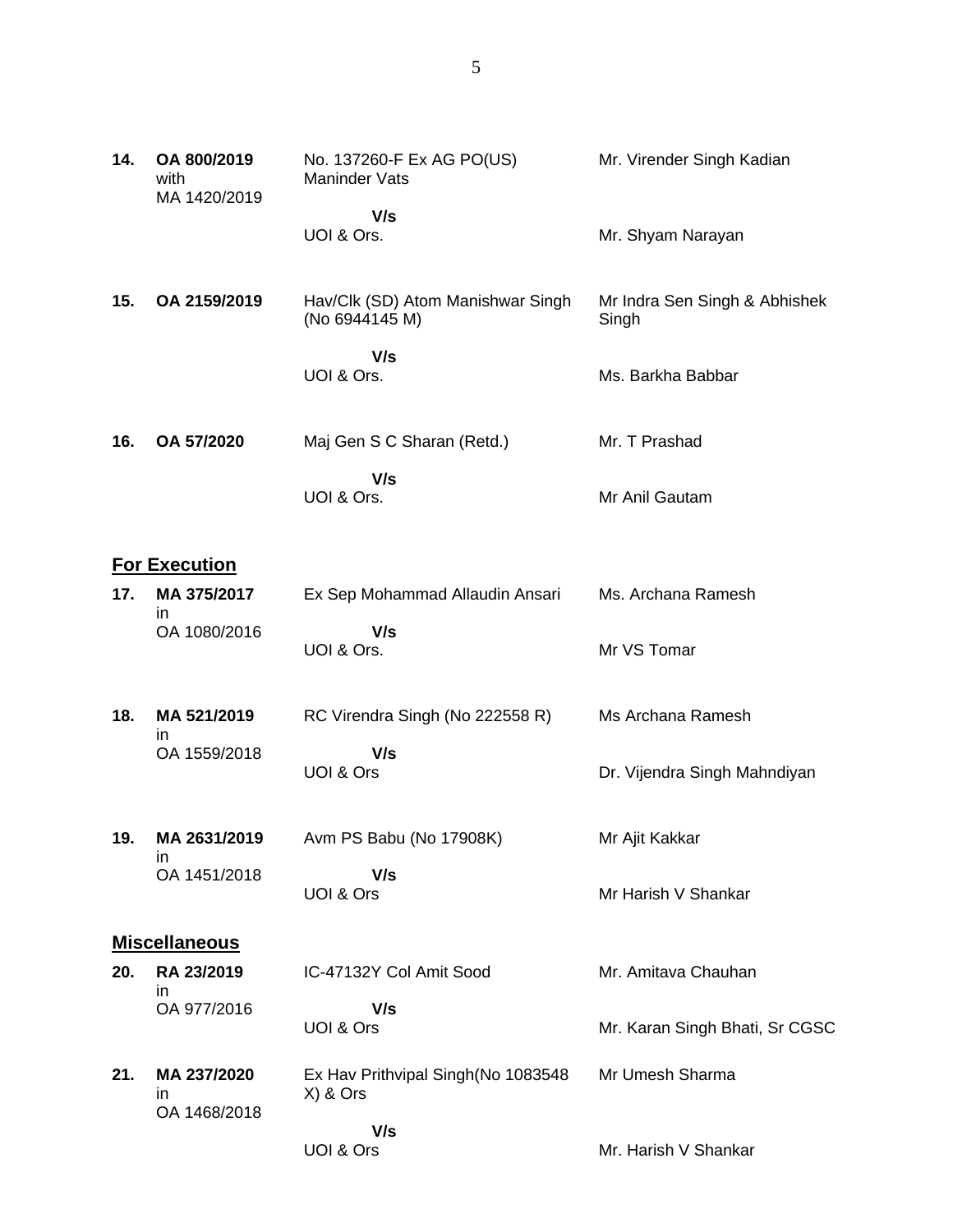| | | | |
|---|---|---|---|
| **14.** | **OA 800/2019** with MA 1420/2019 | No. 137260-F Ex AG PO(US) Maninder Vats | Mr. Virender Singh Kadian |
| | | **V/s** UOI & Ors. | Mr. Shyam Narayan |
| **15.** | **OA 2159/2019** | Hav/Clk (SD) Atom Manishwar Singh (No 6944145 M) | Mr Indra Sen Singh & Abhishek Singh |
| | | **V/s** UOI & Ors. | Ms. Barkha Babbar |
| **16.** | **OA 57/2020** | Maj Gen S C Sharan (Retd.) | Mr. T Prashad |
| | | **V/s** UOI & Ors. | Mr Anil Gautam |

## **For Execution**

| | | | |
|---|---|---|---|
| **17.** | **MA 375/2017** in OA 1080/2016 | Ex Sep Mohammad Allaudin Ansari | Ms. Archana Ramesh |
| | | **V/s** UOI & Ors. | Mr VS Tomar |
| **18.** | **MA 521/2019** in OA 1559/2018 | RC Virendra Singh (No 222558 R) | Ms Archana Ramesh |
| | | **V/s** UOI & Ors | Dr. Vijendra Singh Mahndiyan |
| **19.** | **MA 2631/2019** in OA 1451/2018 | Avm PS Babu (No 17908K) | Mr Ajit Kakkar |
| | | **V/s** UOI & Ors | Mr Harish V Shankar |

## **Miscellaneous**

| | | | |
|---|---|---|---|
| **20.** | **RA 23/2019** in OA 977/2016 | IC-47132Y Col Amit Sood | Mr. Amitava Chauhan |
| | | **V/s** UOI & Ors | Mr. Karan Singh Bhati, Sr CGSC |
| **21.** | **MA 237/2020** in OA 1468/2018 | Ex Hav Prithvipal Singh(No 1083548 X) & Ors | Mr Umesh Sharma |
| | | **V/s** UOI & Ors | Mr. Harish V Shankar |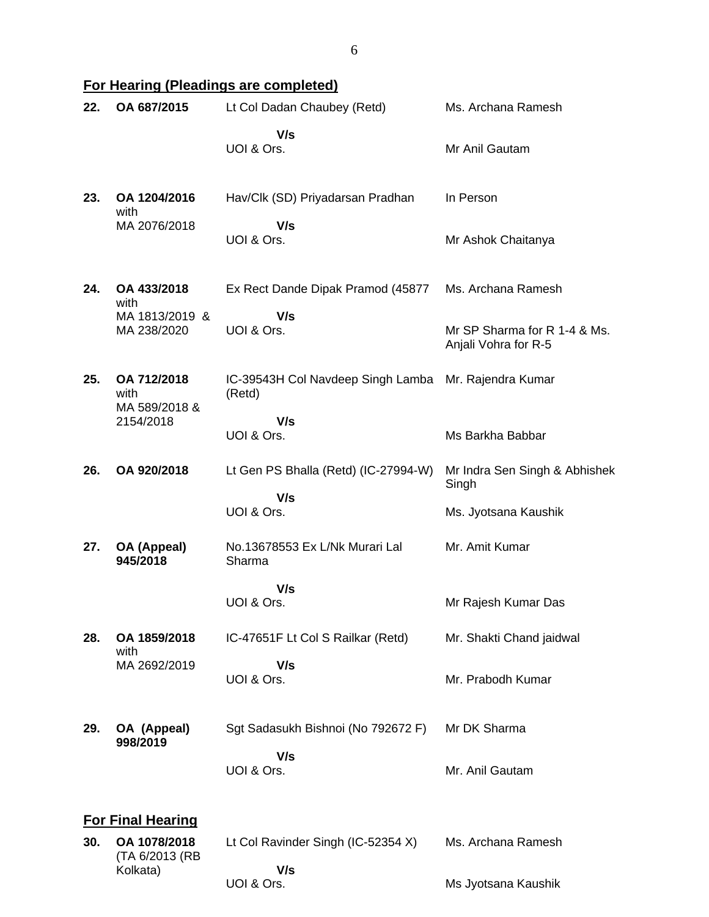## For Hearing (Pleadings are completed)

| | | | |
|---|---|---|---|
| 22. | **OA 687/2015** | Lt Col Dadan Chaubey (Retd) | Ms. Archana Ramesh |
| | | **V/s** | |
| | | UOI & Ors. | Mr Anil Gautam |
| 23. | **OA 1204/2016** with MA 2076/2018 | Hav/Clk (SD) Priyadarsan Pradhan | In Person |
| | | **V/s** | |
| | | UOI & Ors. | Mr Ashok Chaitanya |
| 24. | **OA 433/2018** with MA 1813/2019 & MA 238/2020 | Ex Rect Dande Dipak Pramod (45877 | Ms. Archana Ramesh |
| | | **V/s** | |
| | | UOI & Ors. | Mr SP Sharma for R 1-4 & Ms. Anjali Vohra for R-5 |
| 25. | **OA 712/2018** with MA 589/2018 & 2154/2018 | IC-39543H Col Navdeep Singh Lamba (Retd) | Mr. Rajendra Kumar |
| | | **V/s** | |
| | | UOI & Ors. | Ms Barkha Babbar |
| 26. | **OA 920/2018** | Lt Gen PS Bhalla (Retd) (IC-27994-W) | Mr Indra Sen Singh & Abhishek Singh |
| | | **V/s** | |
| | | UOI & Ors. | Ms. Jyotsana Kaushik |
| 27. | **OA (Appeal) 945/2018** | No.13678553 Ex L/Nk Murari Lal Sharma | Mr. Amit Kumar |
| | | **V/s** | |
| | | UOI & Ors. | Mr Rajesh Kumar Das |
| 28. | **OA 1859/2018** with MA 2692/2019 | IC-47651F Lt Col S Railkar (Retd) | Mr. Shakti Chand jaidwal |
| | | **V/s** | |
| | | UOI & Ors. | Mr. Prabodh Kumar |
| 29. | **OA (Appeal) 998/2019** | Sgt Sadasukh Bishnoi (No 792672 F) | Mr DK Sharma |
| | | **V/s** | |
| | | UOI & Ors. | Mr. Anil Gautam |

## For Final Hearing

| | | | |
|---|---|---|---|
| 30. | **OA 1078/2018** (TA 6/2013 (RB Kolkata) | Lt Col Ravinder Singh (IC-52354 X) | Ms. Archana Ramesh |
| | | **V/s** | |
| | | UOI & Ors. | Ms Jyotsana Kaushik |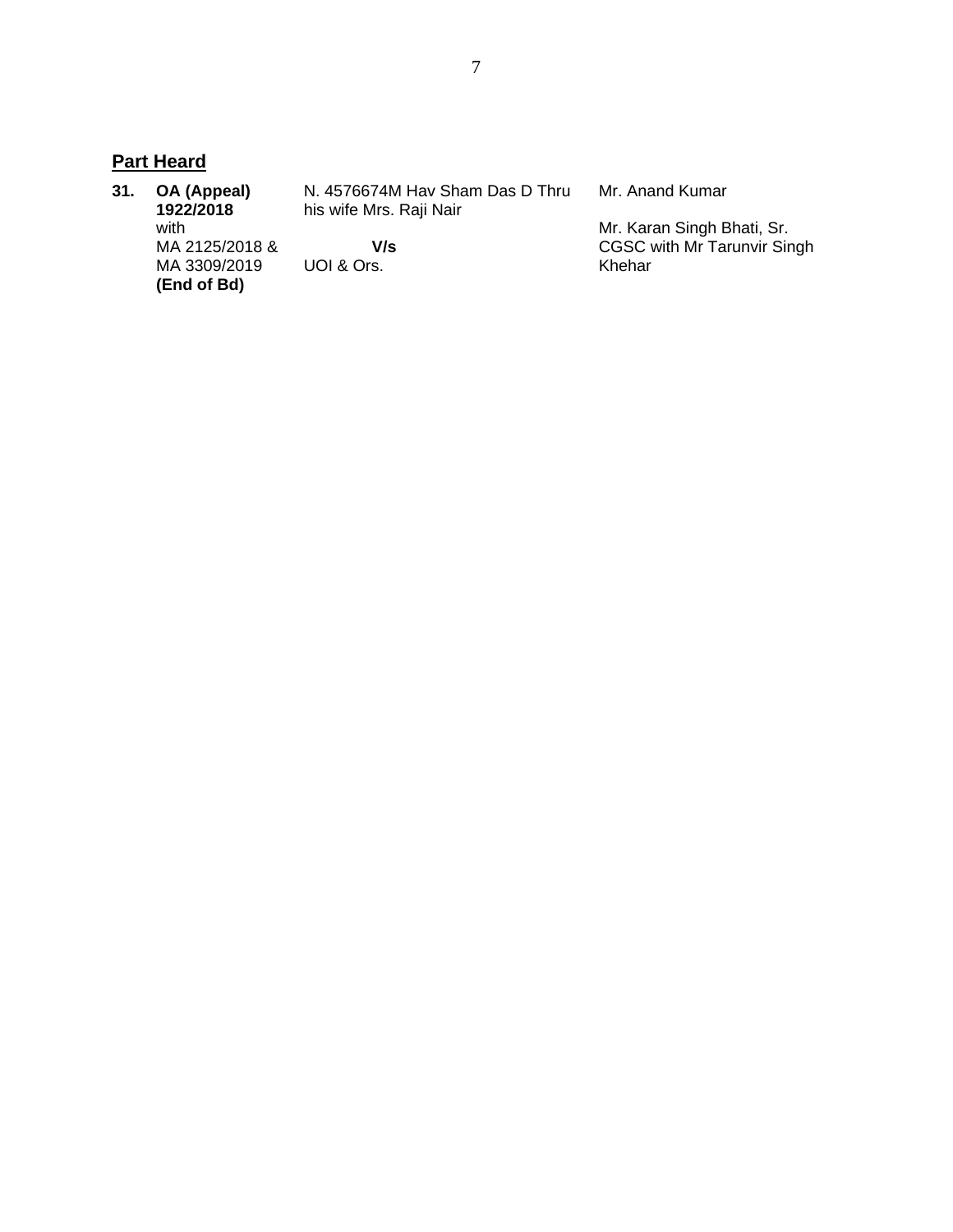## Part Heard

| | | | |
|---|---|---|---|
| **31.** | **OA (Appeal) 1922/2018** with MA 2125/2018 & MA 3309/2019 **(End of Bd)** | N. 4576674M Hav Sham Das D Thru his wife Mrs. Raji Nair<br><br>**V/s**<br>UOI & Ors. | Mr. Anand Kumar<br><br>Mr. Karan Singh Bhati, Sr. CGSC with Mr Tarunvir Singh Khehar |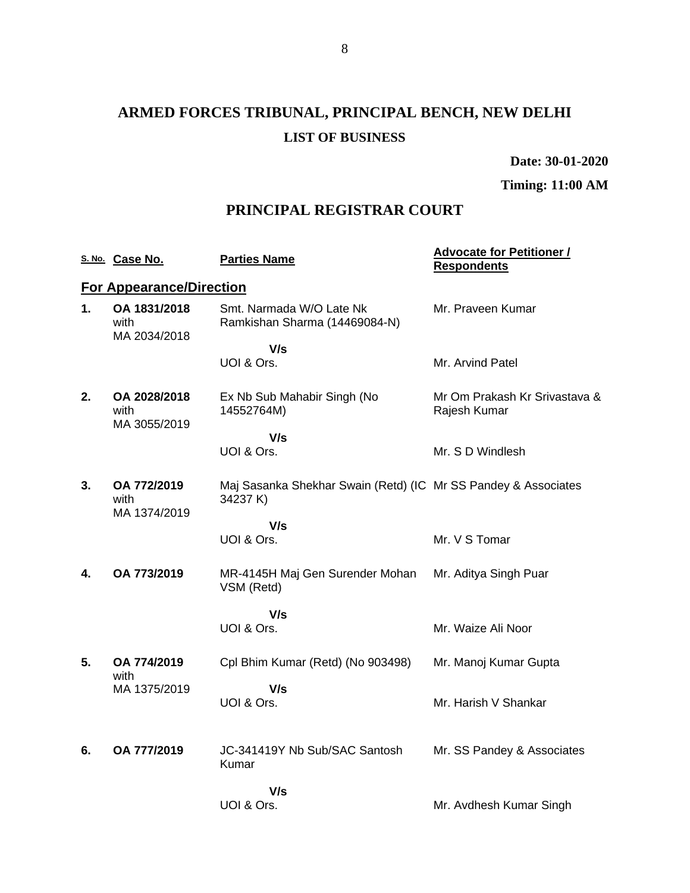# ARMED FORCES TRIBUNAL, PRINCIPAL BENCH, NEW DELHI

## LIST OF BUSINESS

**Date: 30-01-2020**

**Timing: 11:00 AM**

## PRINCIPAL REGISTRAR COURT

| S. No. | Case No. | Parties Name | Advocate for Petitioner / Respondents |
|---|---|---|---|
| **For Appearance/Direction** | | | |
| **1.** | **OA 1831/2018** with MA 2034/2018 | Smt. Narmada W/O Late Nk Ramkishan Sharma (14469084-N) | Mr. Praveen Kumar |
| | | **V/s** UOI & Ors. | Mr. Arvind Patel |
| **2.** | **OA 2028/2018** with MA 3055/2019 | Ex Nb Sub Mahabir Singh (No 14552764M) | Mr Om Prakash Kr Srivastava & Rajesh Kumar |
| | | **V/s** UOI & Ors. | Mr. S D Windlesh |
| **3.** | **OA 772/2019** with MA 1374/2019 | Maj Sasanka Shekhar Swain (Retd) (IC 34237 K) | Mr SS Pandey & Associates |
| | | **V/s** UOI & Ors. | Mr. V S Tomar |
| **4.** | **OA 773/2019** | MR-4145H Maj Gen Surender Mohan VSM (Retd) | Mr. Aditya Singh Puar |
| | | **V/s** UOI & Ors. | Mr. Waize Ali Noor |
| **5.** | **OA 774/2019** with MA 1375/2019 | Cpl Bhim Kumar (Retd) (No 903498) | Mr. Manoj Kumar Gupta |
| | | **V/s** UOI & Ors. | Mr. Harish V Shankar |
| **6.** | **OA 777/2019** | JC-341419Y Nb Sub/SAC Santosh Kumar | Mr. SS Pandey & Associates |
| | | **V/s** UOI & Ors. | Mr. Avdhesh Kumar Singh |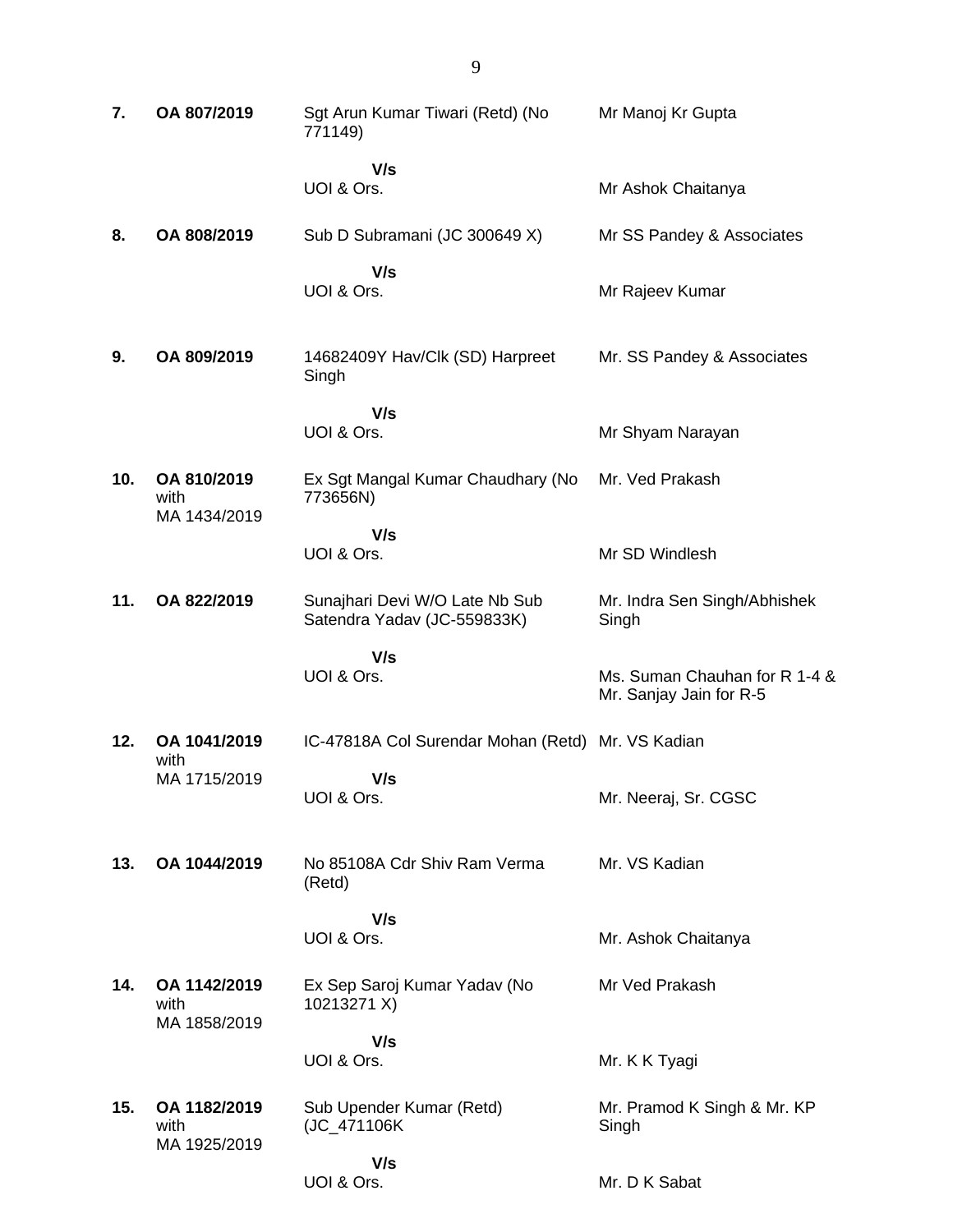| | | | |
|---|---|---|---|
| **7.** | **OA 807/2019** | Sgt Arun Kumar Tiwari (Retd) (No 771149)<br><br>**V/s**<br>UOI & Ors. | Mr Manoj Kr Gupta<br><br><br>Mr Ashok Chaitanya |
| **8.** | **OA 808/2019** | Sub D Subramani (JC 300649 X)<br><br>**V/s**<br>UOI & Ors. | Mr SS Pandey & Associates<br><br><br>Mr Rajeev Kumar |
| **9.** | **OA 809/2019** | 14682409Y Hav/Clk (SD) Harpreet Singh<br><br>**V/s**<br>UOI & Ors. | Mr. SS Pandey & Associates<br><br><br>Mr Shyam Narayan |
| **10.** | **OA 810/2019** with MA 1434/2019 | Ex Sgt Mangal Kumar Chaudhary (No 773656N)<br><br>**V/s**<br>UOI & Ors. | Mr. Ved Prakash<br><br><br>Mr SD Windlesh |
| **11.** | **OA 822/2019** | Sunajhari Devi W/O Late Nb Sub Satendra Yadav (JC-559833K)<br><br>**V/s**<br>UOI & Ors. | Mr. Indra Sen Singh/Abhishek Singh<br><br><br>Ms. Suman Chauhan for R 1-4 & Mr. Sanjay Jain for R-5 |
| **12.** | **OA 1041/2019** with MA 1715/2019 | IC-47818A Col Surendar Mohan (Retd)<br><br>**V/s**<br>UOI & Ors. | Mr. VS Kadian<br><br><br>Mr. Neeraj, Sr. CGSC |
| **13.** | **OA 1044/2019** | No 85108A Cdr Shiv Ram Verma (Retd)<br><br>**V/s**<br>UOI & Ors. | Mr. VS Kadian<br><br><br>Mr. Ashok Chaitanya |
| **14.** | **OA 1142/2019** with MA 1858/2019 | Ex Sep Saroj Kumar Yadav (No 10213271 X)<br><br>**V/s**<br>UOI & Ors. | Mr Ved Prakash<br><br><br>Mr. K K Tyagi |
| **15.** | **OA 1182/2019** with MA 1925/2019 | Sub Upender Kumar (Retd) (JC_471106K<br><br>**V/s**<br>UOI & Ors. | Mr. Pramod K Singh & Mr. KP Singh<br><br><br>Mr. D K Sabat |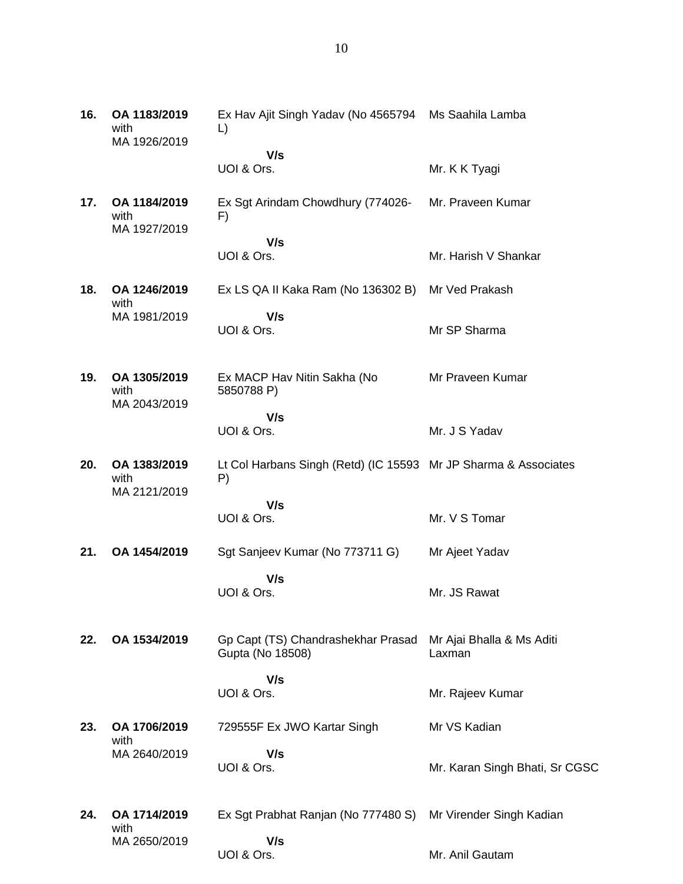| | | | |
|---|---|---|---|
| **16.** | **OA 1183/2019** with MA 1926/2019 | Ex Hav Ajit Singh Yadav (No 4565794 L) | Ms Saahila Lamba |
| | | **V/s** UOI & Ors. | Mr. K K Tyagi |
| **17.** | **OA 1184/2019** with MA 1927/2019 | Ex Sgt Arindam Chowdhury (774026-F) | Mr. Praveen Kumar |
| | | **V/s** UOI & Ors. | Mr. Harish V Shankar |
| **18.** | **OA 1246/2019** with MA 1981/2019 | Ex LS QA II Kaka Ram (No 136302 B) | Mr Ved Prakash |
| | | **V/s** UOI & Ors. | Mr SP Sharma |
| **19.** | **OA 1305/2019** with MA 2043/2019 | Ex MACP Hav Nitin Sakha (No 5850788 P) | Mr Praveen Kumar |
| | | **V/s** UOI & Ors. | Mr. J S Yadav |
| **20.** | **OA 1383/2019** with MA 2121/2019 | Lt Col Harbans Singh (Retd) (IC 15593 P) | Mr JP Sharma & Associates |
| | | **V/s** UOI & Ors. | Mr. V S Tomar |
| **21.** | **OA 1454/2019** | Sgt Sanjeev Kumar (No 773711 G) | Mr Ajeet Yadav |
| | | **V/s** UOI & Ors. | Mr. JS Rawat |
| **22.** | **OA 1534/2019** | Gp Capt (TS) Chandrashekhar Prasad Gupta (No 18508) | Mr Ajai Bhalla & Ms Aditi Laxman |
| | | **V/s** UOI & Ors. | Mr. Rajeev Kumar |
| **23.** | **OA 1706/2019** with MA 2640/2019 | 729555F Ex JWO Kartar Singh | Mr VS Kadian |
| | | **V/s** UOI & Ors. | Mr. Karan Singh Bhati, Sr CGSC |
| **24.** | **OA 1714/2019** with MA 2650/2019 | Ex Sgt Prabhat Ranjan (No 777480 S) | Mr Virender Singh Kadian |
| | | **V/s** UOI & Ors. | Mr. Anil Gautam |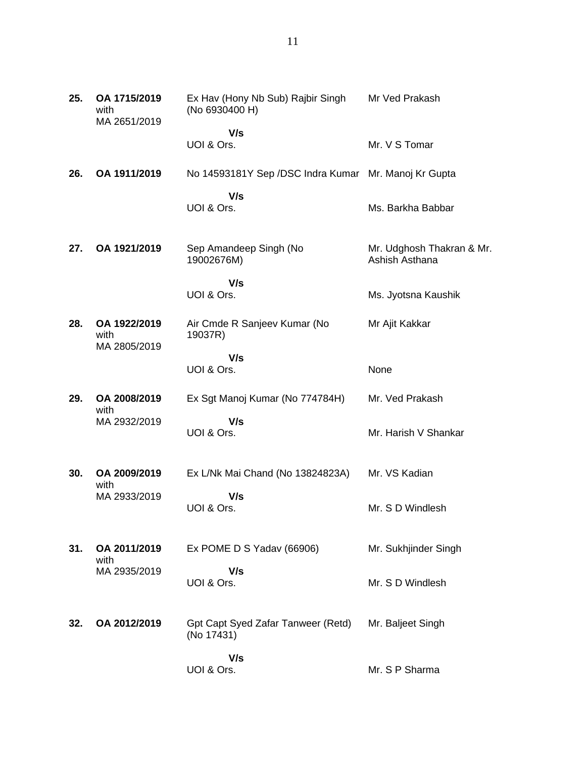| | | | |
|---|---|---|---|
| **25.** | **OA 1715/2019** with MA 2651/2019 | Ex Hav (Hony Nb Sub) Rajbir Singh (No 6930400 H)<br>**V/s**<br>UOI & Ors. | Mr Ved Prakash<br><br>Mr. V S Tomar |
| **26.** | **OA 1911/2019** | No 14593181Y Sep /DSC Indra Kumar<br>**V/s**<br>UOI & Ors. | Mr. Manoj Kr Gupta<br><br>Ms. Barkha Babbar |
| **27.** | **OA 1921/2019** | Sep Amandeep Singh (No 19002676M)<br>**V/s**<br>UOI & Ors. | Mr. Udghosh Thakran & Mr. Ashish Asthana<br><br>Ms. Jyotsna Kaushik |
| **28.** | **OA 1922/2019** with MA 2805/2019 | Air Cmde R Sanjeev Kumar (No 19037R)<br>**V/s**<br>UOI & Ors. | Mr Ajit Kakkar<br><br>None |
| **29.** | **OA 2008/2019** with MA 2932/2019 | Ex Sgt Manoj Kumar (No 774784H)<br>**V/s**<br>UOI & Ors. | Mr. Ved Prakash<br><br>Mr. Harish V Shankar |
| **30.** | **OA 2009/2019** with MA 2933/2019 | Ex L/Nk Mai Chand (No 13824823A)<br>**V/s**<br>UOI & Ors. | Mr. VS Kadian<br><br>Mr. S D Windlesh |
| **31.** | **OA 2011/2019** with MA 2935/2019 | Ex POME D S Yadav (66906)<br>**V/s**<br>UOI & Ors. | Mr. Sukhjinder Singh<br><br>Mr. S D Windlesh |
| **32.** | **OA 2012/2019** | Gpt Capt Syed Zafar Tanweer (Retd) (No 17431)<br>**V/s**<br>UOI & Ors. | Mr. Baljeet Singh<br><br>Mr. S P Sharma |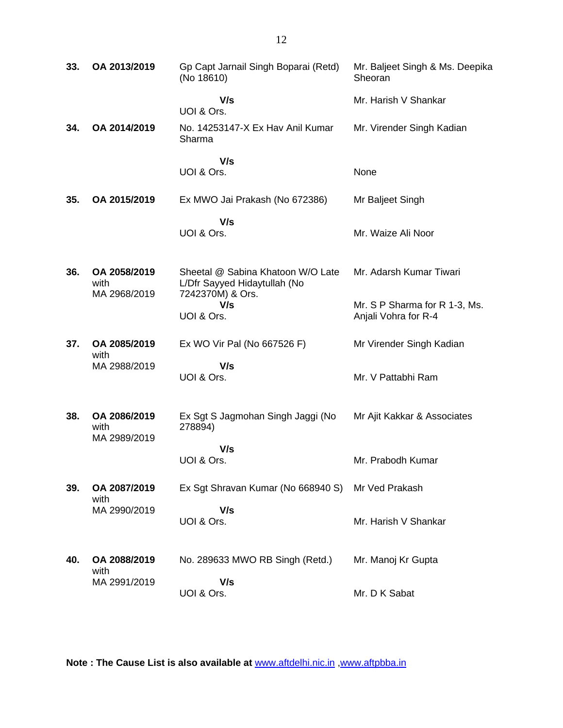| | | | |
|---|---|---|---|
| **33.** | **OA 2013/2019** | Gp Capt Jarnail Singh Boparai (Retd) (No 18610)<br><br>**V/s**<br>UOI & Ors. | Mr. Baljeet Singh & Ms. Deepika Sheoran<br><br>Mr. Harish V Shankar |
| **34.** | **OA 2014/2019** | No. 14253147-X Ex Hav Anil Kumar Sharma<br><br>**V/s**<br>UOI & Ors. | Mr. Virender Singh Kadian<br><br>None |
| **35.** | **OA 2015/2019** | Ex MWO Jai Prakash (No 672386)<br><br>**V/s**<br>UOI & Ors. | Mr Baljeet Singh<br><br>Mr. Waize Ali Noor |
| **36.** | **OA 2058/2019** with MA 2968/2019 | Sheetal @ Sabina Khatoon W/O Late L/Dfr Sayyed Hidaytullah (No 7242370M) & Ors.<br>**V/s**<br>UOI & Ors. | Mr. Adarsh Kumar Tiwari<br><br>Mr. S P Sharma for R 1-3, Ms. Anjali Vohra for R-4 |
| **37.** | **OA 2085/2019** with MA 2988/2019 | Ex WO Vir Pal (No 667526 F)<br><br>**V/s**<br>UOI & Ors. | Mr Virender Singh Kadian<br><br>Mr. V Pattabhi Ram |
| **38.** | **OA 2086/2019** with MA 2989/2019 | Ex Sgt S Jagmohan Singh Jaggi (No 278894)<br><br>**V/s**<br>UOI & Ors. | Mr Ajit Kakkar & Associates<br><br>Mr. Prabodh Kumar |
| **39.** | **OA 2087/2019** with MA 2990/2019 | Ex Sgt Shravan Kumar (No 668940 S)<br><br>**V/s**<br>UOI & Ors. | Mr Ved Prakash<br><br>Mr. Harish V Shankar |
| **40.** | **OA 2088/2019** with MA 2991/2019 | No. 289633 MWO RB Singh (Retd.)<br><br>**V/s**<br>UOI & Ors. | Mr. Manoj Kr Gupta<br><br>Mr. D K Sabat |

**Note : The Cause List is also available at** www.aftdelhi.nic.in ,www.aftpbba.in